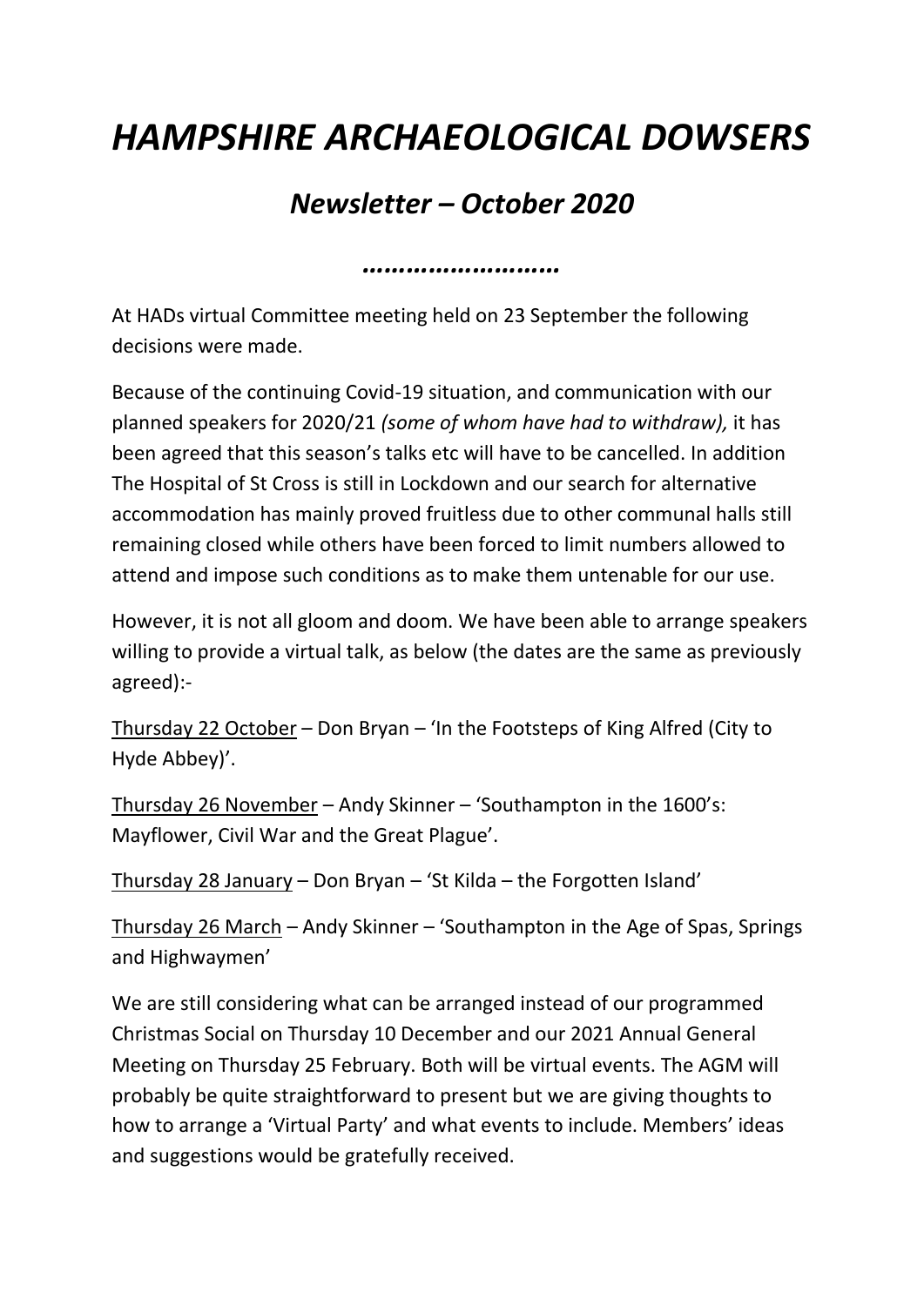# *HAMPSHIRE ARCHAEOLOGICAL DOWSERS*

## *Newsletter – October 2020*

*……………………*

At HADs virtual Committee meeting held on 23 September the following decisions were made.

Because of the continuing Covid-19 situation, and communication with our planned speakers for 2020/21 *(some of whom have had to withdraw),* it has been agreed that this season's talks etc will have to be cancelled. In addition The Hospital of St Cross is still in Lockdown and our search for alternative accommodation has mainly proved fruitless due to other communal halls still remaining closed while others have been forced to limit numbers allowed to attend and impose such conditions as to make them untenable for our use.

However, it is not all gloom and doom. We have been able to arrange speakers willing to provide a virtual talk, as below (the dates are the same as previously agreed):-

<u>Thursday 22 October</u> – Don Bryan – 'In the Footsteps of King Alfred (City to Hyde Abbey)'.

<u>Thursday 26 November</u> – Andy Skinner – 'Southampton in the 1600's: Mayflower, Civil War and the Great Plague'.

<u>Thursday 28 January</u> – Don Bryan – 'St Kilda – the Forgotten Island'

<u>Thursday 26 March</u> – Andy Skinner – 'Southampton in the Age of Spas, Springs and Highwaymen'

We are still considering what can be arranged instead of our programmed Christmas Social on Thursday 10 December and our 2021 Annual General Meeting on Thursday 25 February. Both will be virtual events. The AGM will probably be quite straightforward to present but we are giving thoughts to how to arrange a 'Virtual Party' and what events to include. Members' ideas and suggestions would be gratefully received.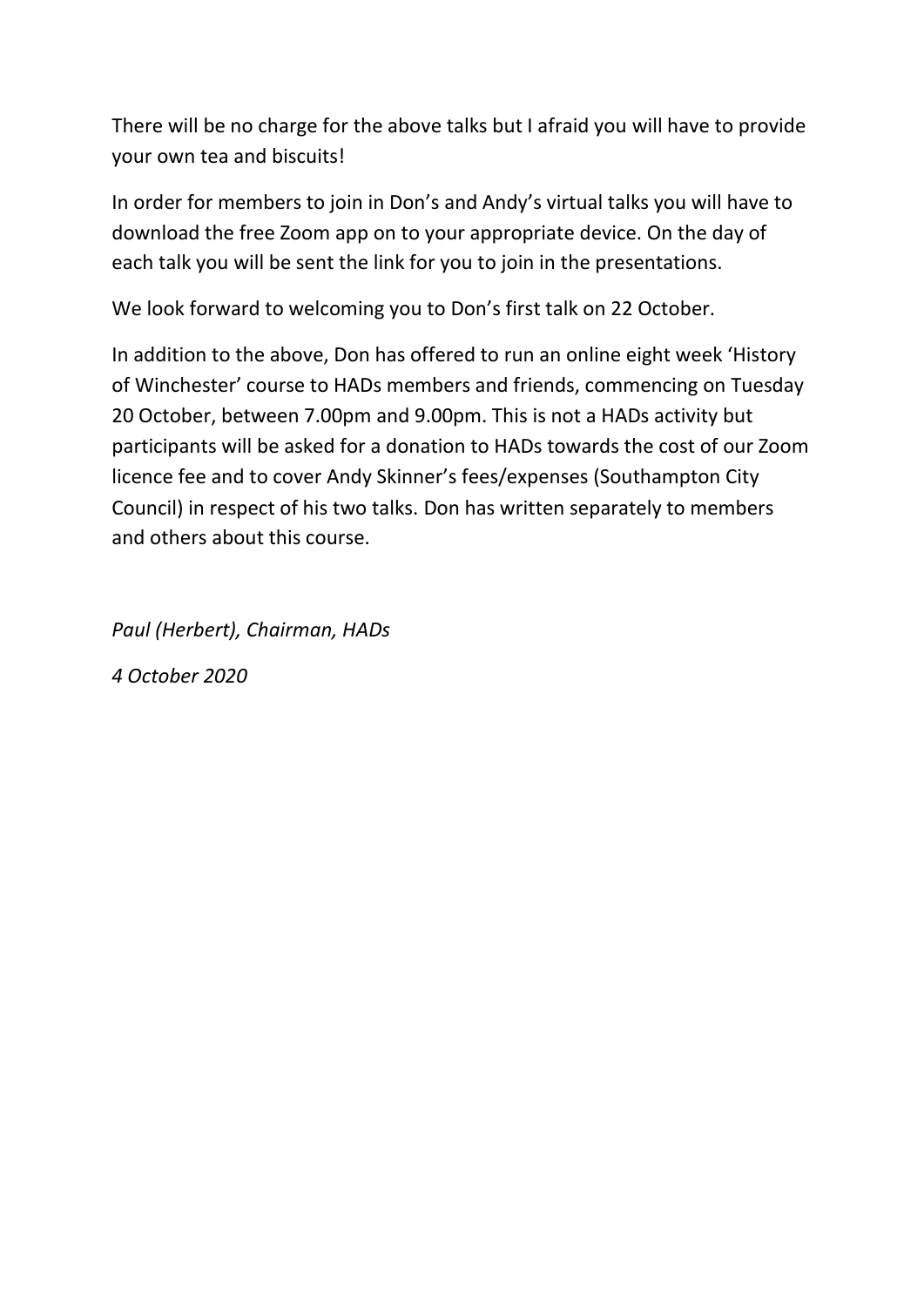There will be no charge for the above talks but I afraid you will have to provide your own tea and biscuits!

In order for members to join in Don's and Andy's virtual talks you will have to download the free Zoom app on to your appropriate device. On the day of each talk you will be sent the link for you to join in the presentations.

We look forward to welcoming you to Don's first talk on 22 October.

In addition to the above, Don has offered to run an online eight week 'History of Winchester' course to HADs members and friends, commencing on Tuesday 20 October, between 7.00pm and 9.00pm. This is not a HADs activity but participants will be asked for a donation to HADs towards the cost of our Zoom licence fee and to cover Andy Skinner's fees/expenses (Southampton City Council) in respect of his two talks. Don has written separately to members and others about this course.

*Paul (Herbert), Chairman, HADs*

*4 October 2020*